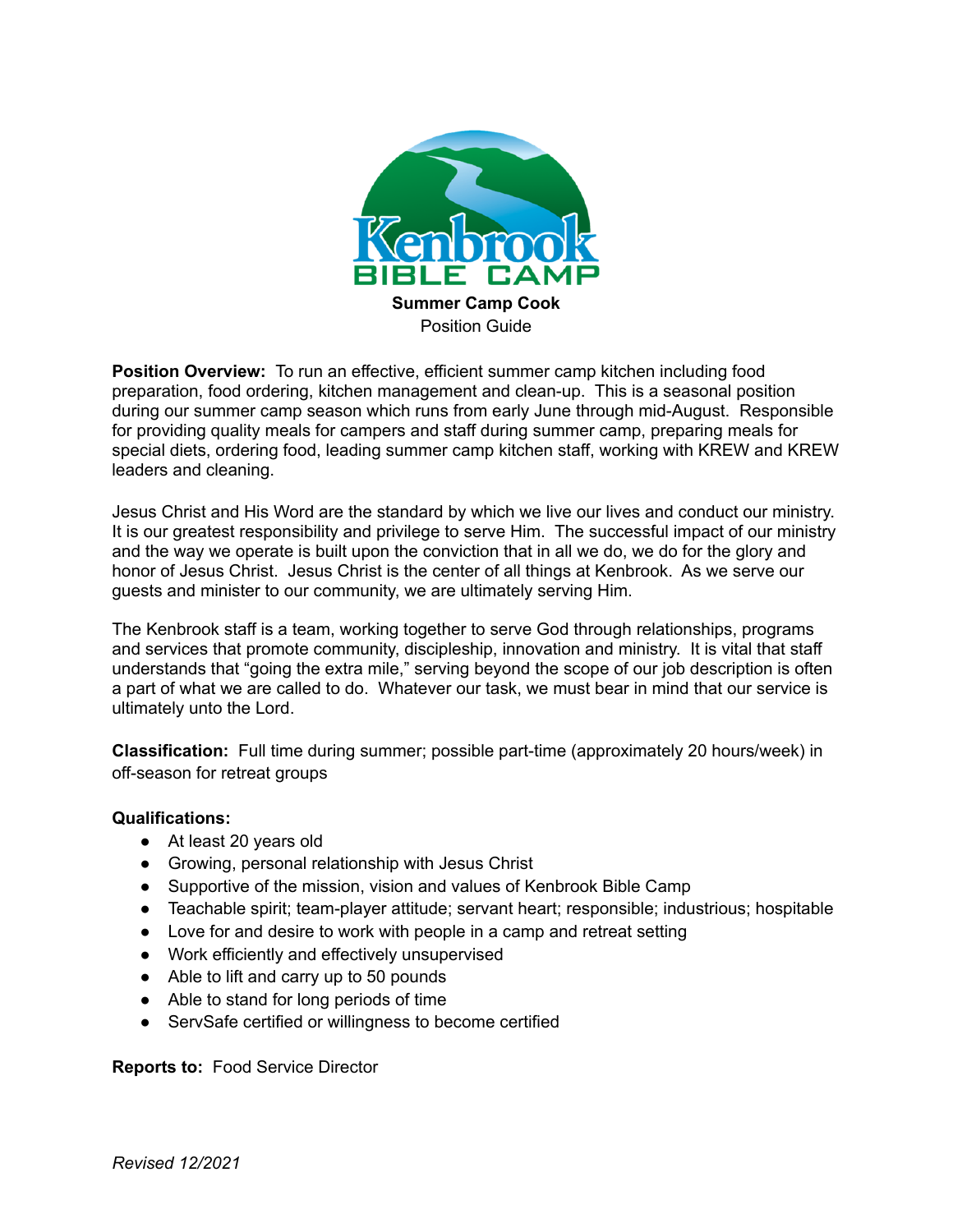Kenbrook
BIBLE CAMP

**Summer Camp Cook**

Position Guide

**Position Overview:** To run an effective, efficient summer camp kitchen including food preparation, food ordering, kitchen management and clean-up. This is a seasonal position during our summer camp season which runs from early June through mid-August. Responsible for providing quality meals for campers and staff during summer camp, preparing meals for special diets, ordering food, leading summer camp kitchen staff, working with KREW and KREW leaders and cleaning.

Jesus Christ and His Word are the standard by which we live our lives and conduct our ministry. It is our greatest responsibility and privilege to serve Him. The successful impact of our ministry and the way we operate is built upon the conviction that in all we do, we do for the glory and honor of Jesus Christ. Jesus Christ is the center of all things at Kenbrook. As we serve our guests and minister to our community, we are ultimately serving Him.

The Kenbrook staff is a team, working together to serve God through relationships, programs and services that promote community, discipleship, innovation and ministry. It is vital that staff understands that "going the extra mile," serving beyond the scope of our job description is often a part of what we are called to do. Whatever our task, we must bear in mind that our service is ultimately unto the Lord.

**Classification:** Full time during summer; possible part-time (approximately 20 hours/week) in off-season for retreat groups

**Qualifications:**

- At least 20 years old
- Growing, personal relationship with Jesus Christ
- Supportive of the mission, vision and values of Kenbrook Bible Camp
- Teachable spirit; team-player attitude; servant heart; responsible; industrious; hospitable
- Love for and desire to work with people in a camp and retreat setting
- Work efficiently and effectively unsupervised
- Able to lift and carry up to 50 pounds
- Able to stand for long periods of time
- ServSafe certified or willingness to become certified

**Reports to:** Food Service Director

*Revised 12/2021*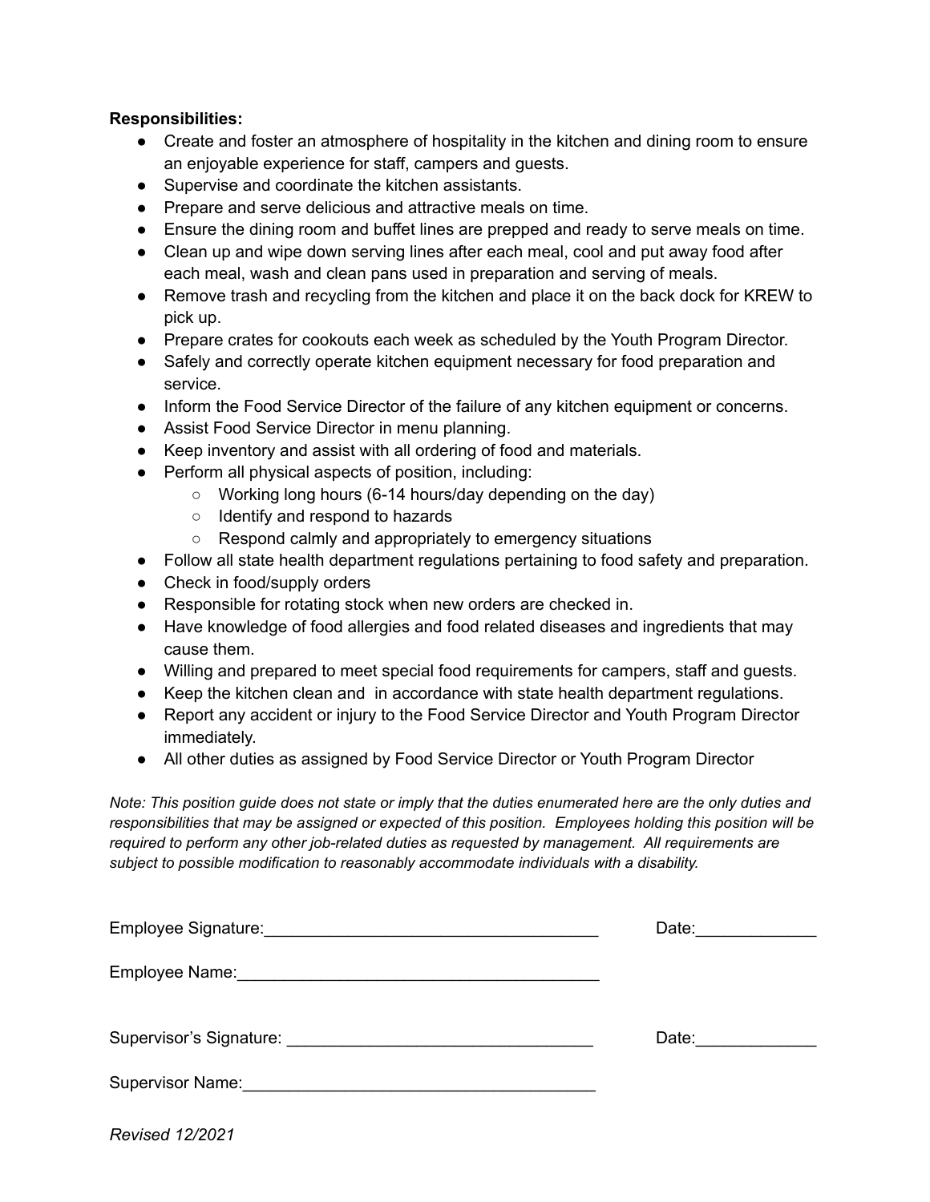**Responsibilities:**

- Create and foster an atmosphere of hospitality in the kitchen and dining room to ensure an enjoyable experience for staff, campers and guests.
- Supervise and coordinate the kitchen assistants.
- Prepare and serve delicious and attractive meals on time.
- Ensure the dining room and buffet lines are prepped and ready to serve meals on time.
- Clean up and wipe down serving lines after each meal, cool and put away food after each meal, wash and clean pans used in preparation and serving of meals.
- Remove trash and recycling from the kitchen and place it on the back dock for KREW to pick up.
- Prepare crates for cookouts each week as scheduled by the Youth Program Director.
- Safely and correctly operate kitchen equipment necessary for food preparation and service.
- Inform the Food Service Director of the failure of any kitchen equipment or concerns.
- Assist Food Service Director in menu planning.
- Keep inventory and assist with all ordering of food and materials.
- Perform all physical aspects of position, including:
  - Working long hours (6-14 hours/day depending on the day)
  - Identify and respond to hazards
  - Respond calmly and appropriately to emergency situations
- Follow all state health department regulations pertaining to food safety and preparation.
- Check in food/supply orders
- Responsible for rotating stock when new orders are checked in.
- Have knowledge of food allergies and food related diseases and ingredients that may cause them.
- Willing and prepared to meet special food requirements for campers, staff and guests.
- Keep the kitchen clean and in accordance with state health department regulations.
- Report any accident or injury to the Food Service Director and Youth Program Director immediately.
- All other duties as assigned by Food Service Director or Youth Program Director

*Note: This position guide does not state or imply that the duties enumerated here are the only duties and responsibilities that may be assigned or expected of this position. Employees holding this position will be required to perform any other job-related duties as requested by management. All requirements are subject to possible modification to reasonably accommodate individuals with a disability.*

Employee Signature:_____________________________________ Date:_____________

Employee Name:_______________________________________

Supervisor's Signature: _________________________________ Date:_____________

Supervisor Name:______________________________________

*Revised 12/2021*